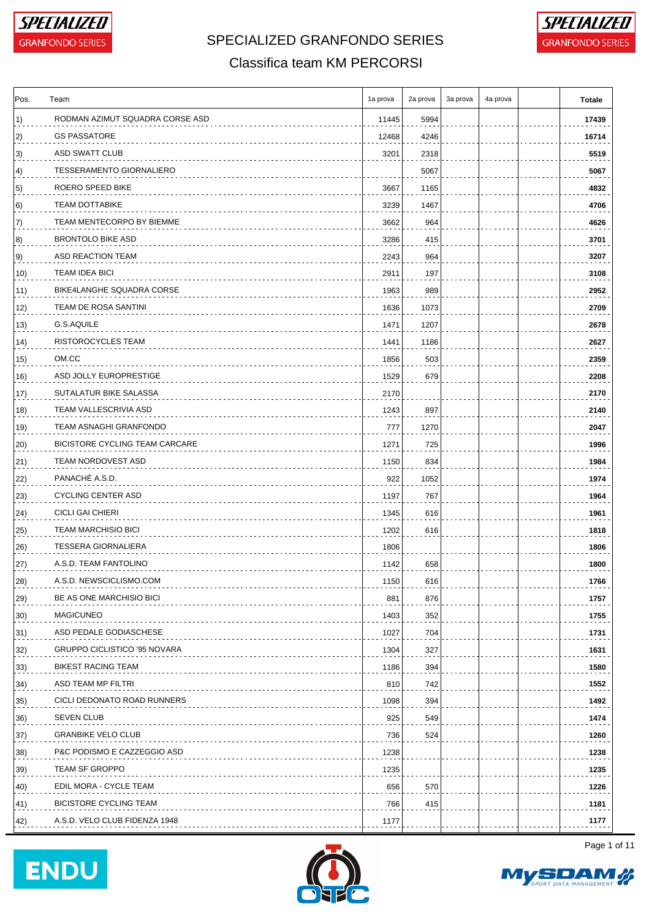# SPECIALIZED GRANFONDO SERIES

## Classifica team KM PERCORSI

| Pos. | Team | 1a prova | 2a prova | 3a prova | 4a prova | | Totale |
|---|---|---|---|---|---|---|---|
| 1) | RODMAN AZIMUT SQUADRA CORSE ASD | 11445 | 5994 | | | | **17439** |
| 2) | GS PASSATORE | 12468 | 4246 | | | | **16714** |
| 3) | ASD SWATT CLUB | 3201 | 2318 | | | | **5519** |
| 4) | TESSERAMENTO GIORNALIERO | | 5067 | | | | **5067** |
| 5) | ROERO SPEED BIKE | 3667 | 1165 | | | | **4832** |
| 6) | TEAM DOTTABIKE | 3239 | 1467 | | | | **4706** |
| 7) | TEAM MENTECORPO BY BIEMME | 3662 | 964 | | | | **4626** |
| 8) | BRONTOLO BIKE ASD | 3286 | 415 | | | | **3701** |
| 9) | ASD REACTION TEAM | 2243 | 964 | | | | **3207** |
| 10) | TEAM IDEA BICI | 2911 | 197 | | | | **3108** |
| 11) | BIKE4LANGHE SQUADRA CORSE | 1963 | 989 | | | | **2952** |
| 12) | TEAM DE ROSA SANTINI | 1636 | 1073 | | | | **2709** |
| 13) | G.S.AQUILE | 1471 | 1207 | | | | **2678** |
| 14) | RISTOROCYCLES TEAM | 1441 | 1186 | | | | **2627** |
| 15) | OM.CC | 1856 | 503 | | | | **2359** |
| 16) | ASD JOLLY EUROPRESTIGE | 1529 | 679 | | | | **2208** |
| 17) | SUTALATUR BIKE SALASSA | 2170 | | | | | **2170** |
| 18) | TEAM VALLESCRIVIA ASD | 1243 | 897 | | | | **2140** |
| 19) | TEAM ASNAGHI GRANFONDO | 777 | 1270 | | | | **2047** |
| 20) | BICISTORE CYCLING TEAM CARCARE | 1271 | 725 | | | | **1996** |
| 21) | TEAM NORDOVEST ASD | 1150 | 834 | | | | **1984** |
| 22) | PANACHÉ A.S.D. | 922 | 1052 | | | | **1974** |
| 23) | CYCLING CENTER ASD | 1197 | 767 | | | | **1964** |
| 24) | CICLI GAI CHIERI | 1345 | 616 | | | | **1961** |
| 25) | TEAM MARCHISIO BICI | 1202 | 616 | | | | **1818** |
| 26) | TESSERA GIORNALIERA | 1806 | | | | | **1806** |
| 27) | A.S.D. TEAM FANTOLINO | 1142 | 658 | | | | **1800** |
| 28) | A.S.D. NEWSCICLISMO.COM | 1150 | 616 | | | | **1766** |
| 29) | BE AS ONE MARCHISIO BICI | 881 | 876 | | | | **1757** |
| 30) | MAGICUNEO | 1403 | 352 | | | | **1755** |
| 31) | ASD PEDALE GODIASCHESE | 1027 | 704 | | | | **1731** |
| 32) | GRUPPO CICLISTICO '95 NOVARA | 1304 | 327 | | | | **1631** |
| 33) | BIKEST RACING TEAM | 1186 | 394 | | | | **1580** |
| 34) | ASD TEAM MP FILTRI | 810 | 742 | | | | **1552** |
| 35) | CICLI DEDONATO ROAD RUNNERS | 1098 | 394 | | | | **1492** |
| 36) | SEVEN CLUB | 925 | 549 | | | | **1474** |
| 37) | GRANBIKE VELO CLUB | 736 | 524 | | | | **1260** |
| 38) | P&C PODISMO E CAZZEGGIO ASD | 1238 | | | | | **1238** |
| 39) | TEAM SF GROPPO | 1235 | | | | | **1235** |
| 40) | EDIL MORA - CYCLE TEAM | 656 | 570 | | | | **1226** |
| 41) | BICISTORE CYCLING TEAM | 766 | 415 | | | | **1181** |
| 42) | A.S.D. VELO CLUB FIDENZA 1948 | 1177 | | | | | **1177** |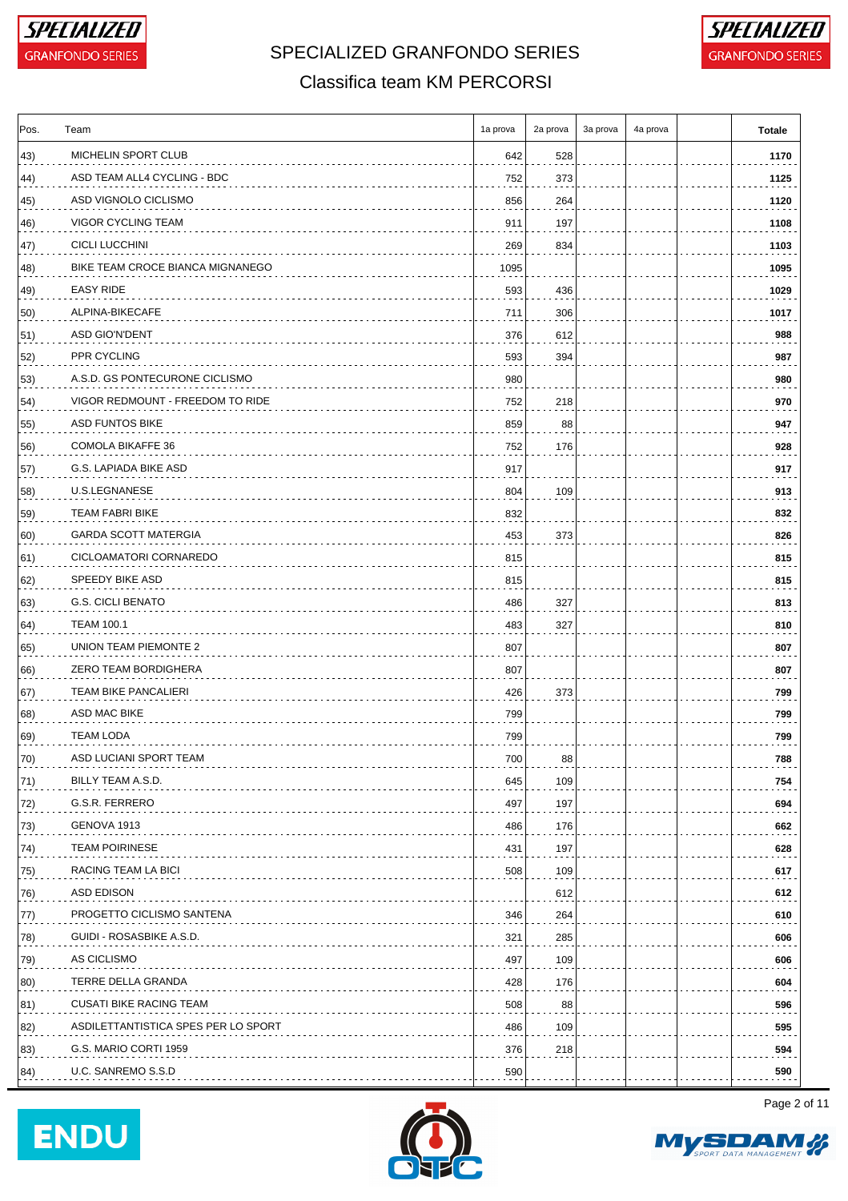# SPECIALIZED GRANFONDO SERIES

## Classifica team KM PERCORSI

| Pos. | Team | 1a prova | 2a prova | 3a prova | 4a prova | | Totale |
|---|---|---|---|---|---|---|---|
| 43) | MICHELIN SPORT CLUB | 642 | 528 | | | | 1170 |
| 44) | ASD TEAM ALL4 CYCLING - BDC | 752 | 373 | | | | 1125 |
| 45) | ASD VIGNOLO CICLISMO | 856 | 264 | | | | 1120 |
| 46) | VIGOR CYCLING TEAM | 911 | 197 | | | | 1108 |
| 47) | CICLI LUCCHINI | 269 | 834 | | | | 1103 |
| 48) | BIKE TEAM CROCE BIANCA MIGNANEGO | 1095 | | | | | 1095 |
| 49) | EASY RIDE | 593 | 436 | | | | 1029 |
| 50) | ALPINA-BIKECAFE | 711 | 306 | | | | 1017 |
| 51) | ASD GIO'N'DENT | 376 | 612 | | | | 988 |
| 52) | PPR CYCLING | 593 | 394 | | | | 987 |
| 53) | A.S.D. GS PONTECURONE CICLISMO | 980 | | | | | 980 |
| 54) | VIGOR REDMOUNT - FREEDOM TO RIDE | 752 | 218 | | | | 970 |
| 55) | ASD FUNTOS BIKE | 859 | 88 | | | | 947 |
| 56) | COMOLA BIKAFFE 36 | 752 | 176 | | | | 928 |
| 57) | G.S. LAPIADA BIKE ASD | 917 | | | | | 917 |
| 58) | U.S.LEGNANESE | 804 | 109 | | | | 913 |
| 59) | TEAM FABRI BIKE | 832 | | | | | 832 |
| 60) | GARDA SCOTT MATERGIA | 453 | 373 | | | | 826 |
| 61) | CICLOAMATORI CORNAREDO | 815 | | | | | 815 |
| 62) | SPEEDY BIKE ASD | 815 | | | | | 815 |
| 63) | G.S. CICLI BENATO | 486 | 327 | | | | 813 |
| 64) | TEAM 100.1 | 483 | 327 | | | | 810 |
| 65) | UNION TEAM PIEMONTE 2 | 807 | | | | | 807 |
| 66) | ZERO TEAM BORDIGHERA | 807 | | | | | 807 |
| 67) | TEAM BIKE PANCALIERI | 426 | 373 | | | | 799 |
| 68) | ASD MAC BIKE | 799 | | | | | 799 |
| 69) | TEAM LODA | 799 | | | | | 799 |
| 70) | ASD LUCIANI SPORT TEAM | 700 | 88 | | | | 788 |
| 71) | BILLY TEAM A.S.D. | 645 | 109 | | | | 754 |
| 72) | G.S.R. FERRERO | 497 | 197 | | | | 694 |
| 73) | GENOVA 1913 | 486 | 176 | | | | 662 |
| 74) | TEAM POIRINESE | 431 | 197 | | | | 628 |
| 75) | RACING TEAM LA BICI | 508 | 109 | | | | 617 |
| 76) | ASD EDISON | | 612 | | | | 612 |
| 77) | PROGETTO CICLISMO SANTENA | 346 | 264 | | | | 610 |
| 78) | GUIDI - ROSASBIKE A.S.D. | 321 | 285 | | | | 606 |
| 79) | AS CICLISMO | 497 | 109 | | | | 606 |
| 80) | TERRE DELLA GRANDA | 428 | 176 | | | | 604 |
| 81) | CUSATI BIKE RACING TEAM | 508 | 88 | | | | 596 |
| 82) | ASDILETTANTISTICA SPES PER LO SPORT | 486 | 109 | | | | 595 |
| 83) | G.S. MARIO CORTI 1959 | 376 | 218 | | | | 594 |
| 84) | U.C. SANREMO S.S.D | 590 | | | | | 590 |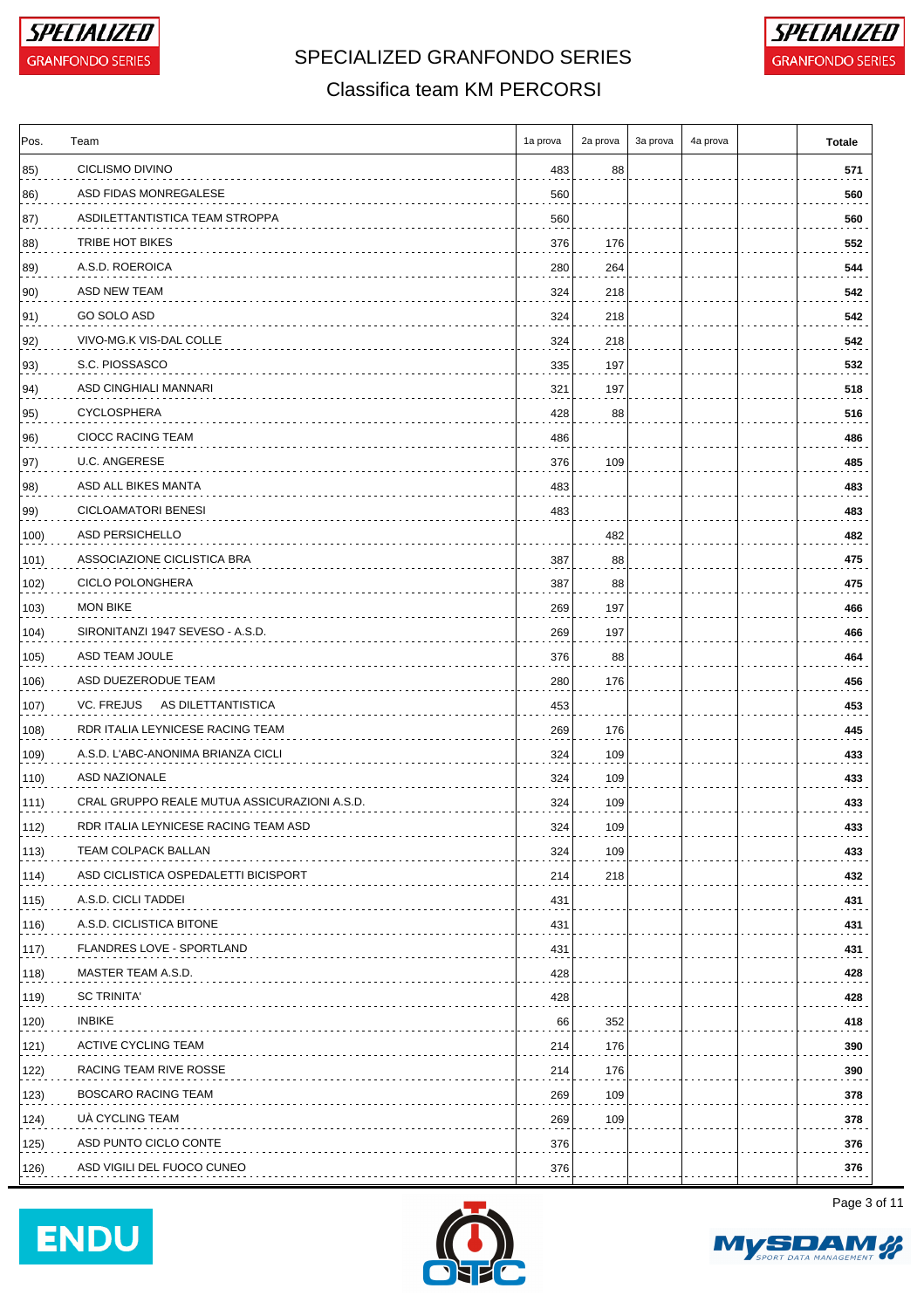# SPECIALIZED GRANFONDO SERIES

## Classifica team KM PERCORSI

| Pos. | Team | 1a prova | 2a prova | 3a prova | 4a prova | | Totale |
|---|---|---|---|---|---|---|---|
| 85) | CICLISMO DIVINO | 483 | 88 | | | | 571 |
| 86) | ASD FIDAS MONREGALESE | 560 | | | | | 560 |
| 87) | ASDILETTANTISTICA TEAM STROPPA | 560 | | | | | 560 |
| 88) | TRIBE HOT BIKES | 376 | 176 | | | | 552 |
| 89) | A.S.D. ROEROICA | 280 | 264 | | | | 544 |
| 90) | ASD NEW TEAM | 324 | 218 | | | | 542 |
| 91) | GO SOLO ASD | 324 | 218 | | | | 542 |
| 92) | VIVO-MG.K VIS-DAL COLLE | 324 | 218 | | | | 542 |
| 93) | S.C. PIOSSASCO | 335 | 197 | | | | 532 |
| 94) | ASD CINGHIALI MANNARI | 321 | 197 | | | | 518 |
| 95) | CYCLOSPHERA | 428 | 88 | | | | 516 |
| 96) | CIOCC RACING TEAM | 486 | | | | | 486 |
| 97) | U.C. ANGERESE | 376 | 109 | | | | 485 |
| 98) | ASD ALL BIKES MANTA | 483 | | | | | 483 |
| 99) | CICLOAMATORI BENESI | 483 | | | | | 483 |
| 100) | ASD PERSICHELLO | | 482 | | | | 482 |
| 101) | ASSOCIAZIONE CICLISTICA BRA | 387 | 88 | | | | 475 |
| 102) | CICLO POLONGHERA | 387 | 88 | | | | 475 |
| 103) | MON BIKE | 269 | 197 | | | | 466 |
| 104) | SIRONITANZI 1947 SEVESO - A.S.D. | 269 | 197 | | | | 466 |
| 105) | ASD TEAM JOULE | 376 | 88 | | | | 464 |
| 106) | ASD DUEZERODUE TEAM | 280 | 176 | | | | 456 |
| 107) | VC. FREJUS AS DILETTANTISTICA | 453 | | | | | 453 |
| 108) | RDR ITALIA LEYNICESE RACING TEAM | 269 | 176 | | | | 445 |
| 109) | A.S.D. L'ABC-ANONIMA BRIANZA CICLI | 324 | 109 | | | | 433 |
| 110) | ASD NAZIONALE | 324 | 109 | | | | 433 |
| 111) | CRAL GRUPPO REALE MUTUA ASSICURAZIONI A.S.D. | 324 | 109 | | | | 433 |
| 112) | RDR ITALIA LEYNICESE RACING TEAM ASD | 324 | 109 | | | | 433 |
| 113) | TEAM COLPACK BALLAN | 324 | 109 | | | | 433 |
| 114) | ASD CICLISTICA OSPEDALETTI BICISPORT | 214 | 218 | | | | 432 |
| 115) | A.S.D. CICLI TADDEI | 431 | | | | | 431 |
| 116) | A.S.D. CICLISTICA BITONE | 431 | | | | | 431 |
| 117) | FLANDRES LOVE - SPORTLAND | 431 | | | | | 431 |
| 118) | MASTER TEAM A.S.D. | 428 | | | | | 428 |
| 119) | SC TRINITA' | 428 | | | | | 428 |
| 120) | INBIKE | 66 | 352 | | | | 418 |
| 121) | ACTIVE CYCLING TEAM | 214 | 176 | | | | 390 |
| 122) | RACING TEAM RIVE ROSSE | 214 | 176 | | | | 390 |
| 123) | BOSCARO RACING TEAM | 269 | 109 | | | | 378 |
| 124) | UÀ CYCLING TEAM | 269 | 109 | | | | 378 |
| 125) | ASD PUNTO CICLO CONTE | 376 | | | | | 376 |
| 126) | ASD VIGILI DEL FUOCO CUNEO | 376 | | | | | 376 |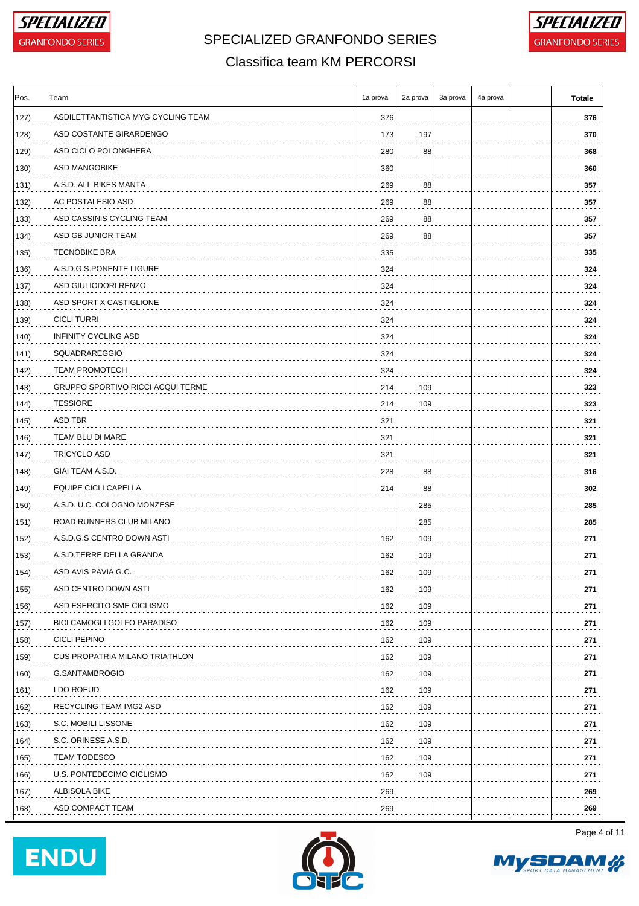# SPECIALIZED GRANFONDO SERIES

## Classifica team KM PERCORSI

| Pos. | Team | 1a prova | 2a prova | 3a prova | 4a prova | | Totale |
|---|---|---|---|---|---|---|---|
| 127) | ASDILETTANTISTICA MYG CYCLING TEAM | 376 | | | | | **376** |
| 128) | ASD COSTANTE GIRARDENGO | 173 | 197 | | | | **370** |
| 129) | ASD CICLO POLONGHERA | 280 | 88 | | | | **368** |
| 130) | ASD MANGOBIKE | 360 | | | | | **360** |
| 131) | A.S.D. ALL BIKES MANTA | 269 | 88 | | | | **357** |
| 132) | AC POSTALESIO ASD | 269 | 88 | | | | **357** |
| 133) | ASD CASSINIS CYCLING TEAM | 269 | 88 | | | | **357** |
| 134) | ASD GB JUNIOR TEAM | 269 | 88 | | | | **357** |
| 135) | TECNOBIKE BRA | 335 | | | | | **335** |
| 136) | A.S.D.G.S.PONENTE LIGURE | 324 | | | | | **324** |
| 137) | ASD GIULIODORI RENZO | 324 | | | | | **324** |
| 138) | ASD SPORT X CASTIGLIONE | 324 | | | | | **324** |
| 139) | CICLI TURRI | 324 | | | | | **324** |
| 140) | INFINITY CYCLING ASD | 324 | | | | | **324** |
| 141) | SQUADRAREGGIO | 324 | | | | | **324** |
| 142) | TEAM PROMOTECH | 324 | | | | | **324** |
| 143) | GRUPPO SPORTIVO RICCI ACQUI TERME | 214 | 109 | | | | **323** |
| 144) | TESSIORE | 214 | 109 | | | | **323** |
| 145) | ASD TBR | 321 | | | | | **321** |
| 146) | TEAM BLU DI MARE | 321 | | | | | **321** |
| 147) | TRICYCLO ASD | 321 | | | | | **321** |
| 148) | GIAI TEAM A.S.D. | 228 | 88 | | | | **316** |
| 149) | EQUIPE CICLI CAPELLA | 214 | 88 | | | | **302** |
| 150) | A.S.D. U.C. COLOGNO MONZESE | | 285 | | | | **285** |
| 151) | ROAD RUNNERS CLUB MILANO | | 285 | | | | **285** |
| 152) | A.S.D.G.S CENTRO DOWN ASTI | 162 | 109 | | | | **271** |
| 153) | A.S.D.TERRE DELLA GRANDA | 162 | 109 | | | | **271** |
| 154) | ASD AVIS PAVIA G.C. | 162 | 109 | | | | **271** |
| 155) | ASD CENTRO DOWN ASTI | 162 | 109 | | | | **271** |
| 156) | ASD ESERCITO SME CICLISMO | 162 | 109 | | | | **271** |
| 157) | BICI CAMOGLI GOLFO PARADISO | 162 | 109 | | | | **271** |
| 158) | CICLI PEPINO | 162 | 109 | | | | **271** |
| 159) | CUS PROPATRIA MILANO TRIATHLON | 162 | 109 | | | | **271** |
| 160) | G.SANTAMBROGIO | 162 | 109 | | | | **271** |
| 161) | I DO ROEUD | 162 | 109 | | | | **271** |
| 162) | RECYCLING TEAM IMG2 ASD | 162 | 109 | | | | **271** |
| 163) | S.C. MOBILI LISSONE | 162 | 109 | | | | **271** |
| 164) | S.C. ORINESE A.S.D. | 162 | 109 | | | | **271** |
| 165) | TEAM TODESCO | 162 | 109 | | | | **271** |
| 166) | U.S. PONTEDECIMO CICLISMO | 162 | 109 | | | | **271** |
| 167) | ALBISOLA BIKE | 269 | | | | | **269** |
| 168) | ASD COMPACT TEAM | 269 | | | | | **269** |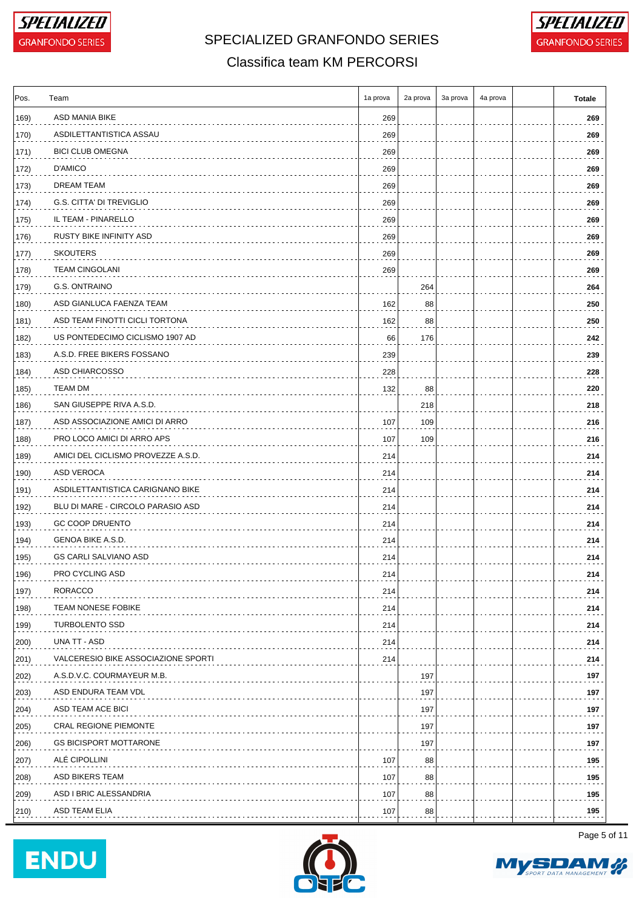# SPECIALIZED GRANFONDO SERIES

## Classifica team KM PERCORSI

| Pos. | Team | 1a prova | 2a prova | 3a prova | 4a prova | | Totale |
|---|---|---|---|---|---|---|---|
| 169) | ASD MANIA BIKE | 269 | | | | | **269** |
| 170) | ASDILETTANTISTICA ASSAU | 269 | | | | | **269** |
| 171) | BICI CLUB OMEGNA | 269 | | | | | **269** |
| 172) | D'AMICO | 269 | | | | | **269** |
| 173) | DREAM TEAM | 269 | | | | | **269** |
| 174) | G.S. CITTA' DI TREVIGLIO | 269 | | | | | **269** |
| 175) | IL TEAM - PINARELLO | 269 | | | | | **269** |
| 176) | RUSTY BIKE INFINITY ASD | 269 | | | | | **269** |
| 177) | SKOUTERS | 269 | | | | | **269** |
| 178) | TEAM CINGOLANI | 269 | | | | | **269** |
| 179) | G.S. ONTRAINO | | 264 | | | | **264** |
| 180) | ASD GIANLUCA FAENZA TEAM | 162 | 88 | | | | **250** |
| 181) | ASD TEAM FINOTTI CICLI TORTONA | 162 | 88 | | | | **250** |
| 182) | US PONTEDECIMO CICLISMO 1907 AD | 66 | 176 | | | | **242** |
| 183) | A.S.D. FREE BIKERS FOSSANO | 239 | | | | | **239** |
| 184) | ASD CHIARCOSSO | 228 | | | | | **228** |
| 185) | TEAM DM | 132 | 88 | | | | **220** |
| 186) | SAN GIUSEPPE RIVA A.S.D. | | 218 | | | | **218** |
| 187) | ASD ASSOCIAZIONE AMICI DI ARRO | 107 | 109 | | | | **216** |
| 188) | PRO LOCO AMICI DI ARRO APS | 107 | 109 | | | | **216** |
| 189) | AMICI DEL CICLISMO PROVEZZE A.S.D. | 214 | | | | | **214** |
| 190) | ASD VEROCA | 214 | | | | | **214** |
| 191) | ASDILETTANTISTICA CARIGNANO BIKE | 214 | | | | | **214** |
| 192) | BLU DI MARE - CIRCOLO PARASIO ASD | 214 | | | | | **214** |
| 193) | GC COOP DRUENTO | 214 | | | | | **214** |
| 194) | GENOA BIKE A.S.D. | 214 | | | | | **214** |
| 195) | GS CARLI SALVIANO ASD | 214 | | | | | **214** |
| 196) | PRO CYCLING ASD | 214 | | | | | **214** |
| 197) | RORACCO | 214 | | | | | **214** |
| 198) | TEAM NONESE FOBIKE | 214 | | | | | **214** |
| 199) | TURBOLENTO SSD | 214 | | | | | **214** |
| 200) | UNA TT - ASD | 214 | | | | | **214** |
| 201) | VALCERESIO BIKE ASSOCIAZIONE SPORTI | 214 | | | | | **214** |
| 202) | A.S.D.V.C. COURMAYEUR M.B. | | 197 | | | | **197** |
| 203) | ASD ENDURA TEAM VDL | | 197 | | | | **197** |
| 204) | ASD TEAM ACE BICI | | 197 | | | | **197** |
| 205) | CRAL REGIONE PIEMONTE | | 197 | | | | **197** |
| 206) | GS BICISPORT MOTTARONE | | 197 | | | | **197** |
| 207) | ALÉ CIPOLLINI | 107 | 88 | | | | **195** |
| 208) | ASD BIKERS TEAM | 107 | 88 | | | | **195** |
| 209) | ASD I BRIC ALESSANDRIA | 107 | 88 | | | | **195** |
| 210) | ASD TEAM ELIA | 107 | 88 | | | | **195** |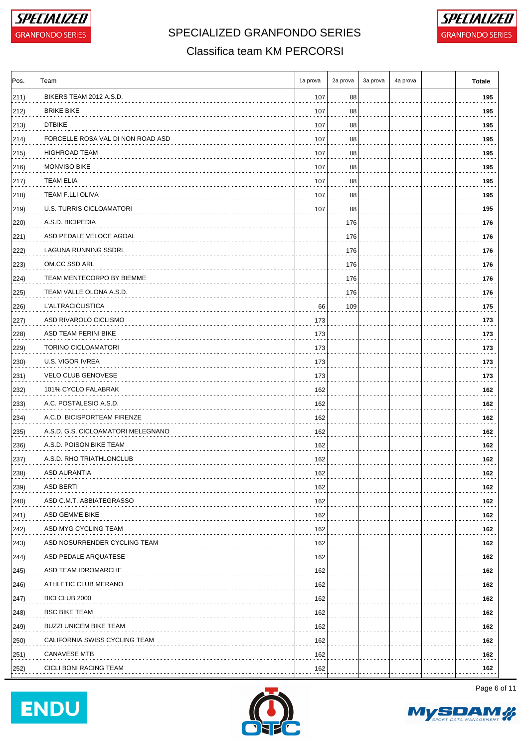# SPECIALIZED GRANFONDO SERIES

## Classifica team KM PERCORSI

| Pos. | Team | 1a prova | 2a prova | 3a prova | 4a prova | | Totale |
|---|---|---|---|---|---|---|---|
| 211) | BIKERS TEAM 2012 A.S.D. | 107 | 88 | | | | **195** |
| 212) | BRIKE BIKE | 107 | 88 | | | | **195** |
| 213) | DTBIKE | 107 | 88 | | | | **195** |
| 214) | FORCELLE ROSA VAL DI NON ROAD ASD | 107 | 88 | | | | **195** |
| 215) | HIGHROAD TEAM | 107 | 88 | | | | **195** |
| 216) | MONVISO BIKE | 107 | 88 | | | | **195** |
| 217) | TEAM ELIA | 107 | 88 | | | | **195** |
| 218) | TEAM F.LLI OLIVA | 107 | 88 | | | | **195** |
| 219) | U.S. TURRIS CICLOAMATORI | 107 | 88 | | | | **195** |
| 220) | A.S.D. BICIPEDIA | | 176 | | | | **176** |
| 221) | ASD PEDALE VELOCE AGOAL | | 176 | | | | **176** |
| 222) | LAGUNA RUNNING SSDRL | | 176 | | | | **176** |
| 223) | OM.CC SSD ARL | | 176 | | | | **176** |
| 224) | TEAM MENTECORPO BY BIEMME | | 176 | | | | **176** |
| 225) | TEAM VALLE OLONA A.S.D. | | 176 | | | | **176** |
| 226) | L'ALTRACICLISTICA | 66 | 109 | | | | **175** |
| 227) | ASD RIVAROLO CICLISMO | 173 | | | | | **173** |
| 228) | ASD TEAM PERINI BIKE | 173 | | | | | **173** |
| 229) | TORINO CICLOAMATORI | 173 | | | | | **173** |
| 230) | U.S. VIGOR IVREA | 173 | | | | | **173** |
| 231) | VELO CLUB GENOVESE | 173 | | | | | **173** |
| 232) | 101% CYCLO FALABRAK | 162 | | | | | **162** |
| 233) | A.C. POSTALESIO A.S.D. | 162 | | | | | **162** |
| 234) | A.C.D. BICISPORTEAM FIRENZE | 162 | | | | | **162** |
| 235) | A.S.D. G.S. CICLOAMATORI MELEGNANO | 162 | | | | | **162** |
| 236) | A.S.D. POISON BIKE TEAM | 162 | | | | | **162** |
| 237) | A.S.D. RHO TRIATHLONCLUB | 162 | | | | | **162** |
| 238) | ASD AURANTIA | 162 | | | | | **162** |
| 239) | ASD BERTI | 162 | | | | | **162** |
| 240) | ASD C.M.T. ABBIATEGRASSO | 162 | | | | | **162** |
| 241) | ASD GEMME BIKE | 162 | | | | | **162** |
| 242) | ASD MYG CYCLING TEAM | 162 | | | | | **162** |
| 243) | ASD NOSURRENDER CYCLING TEAM | 162 | | | | | **162** |
| 244) | ASD PEDALE ARQUATESE | 162 | | | | | **162** |
| 245) | ASD TEAM IDROMARCHE | 162 | | | | | **162** |
| 246) | ATHLETIC CLUB MERANO | 162 | | | | | **162** |
| 247) | BICI CLUB 2000 | 162 | | | | | **162** |
| 248) | BSC BIKE TEAM | 162 | | | | | **162** |
| 249) | BUZZI UNICEM BIKE TEAM | 162 | | | | | **162** |
| 250) | CALIFORNIA SWISS CYCLING TEAM | 162 | | | | | **162** |
| 251) | CANAVESE MTB | 162 | | | | | **162** |
| 252) | CICLI BONI RACING TEAM | 162 | | | | | **162** |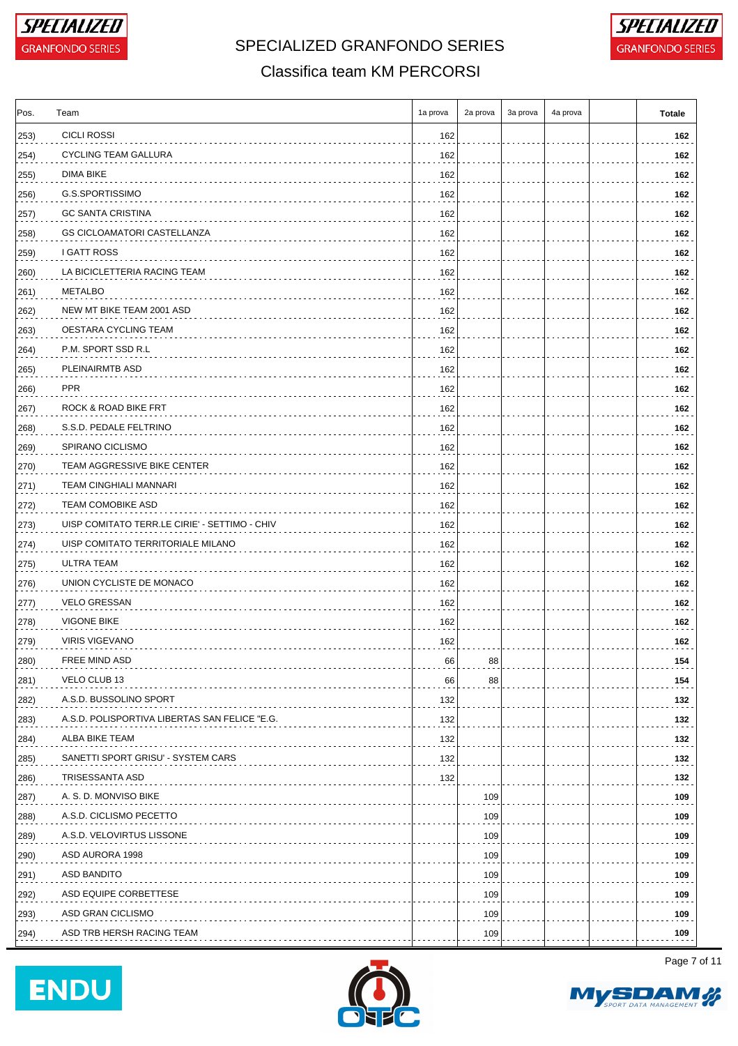# SPECIALIZED GRANFONDO SERIES

## Classifica team KM PERCORSI

| Pos. | Team | 1a prova | 2a prova | 3a prova | 4a prova | | Totale |
|---|---|---|---|---|---|---|---|
| 253) | CICLI ROSSI | 162 | | | | | 162 |
| 254) | CYCLING TEAM GALLURA | 162 | | | | | 162 |
| 255) | DIMA BIKE | 162 | | | | | 162 |
| 256) | G.S.SPORTISSIMO | 162 | | | | | 162 |
| 257) | GC SANTA CRISTINA | 162 | | | | | 162 |
| 258) | GS CICLOAMATORI CASTELLANZA | 162 | | | | | 162 |
| 259) | I GATT ROSS | 162 | | | | | 162 |
| 260) | LA BICICLETTERIA RACING TEAM | 162 | | | | | 162 |
| 261) | METALBO | 162 | | | | | 162 |
| 262) | NEW MT BIKE TEAM 2001 ASD | 162 | | | | | 162 |
| 263) | OESTARA CYCLING TEAM | 162 | | | | | 162 |
| 264) | P.M. SPORT SSD R.L | 162 | | | | | 162 |
| 265) | PLEINAIRMTB ASD | 162 | | | | | 162 |
| 266) | PPR | 162 | | | | | 162 |
| 267) | ROCK & ROAD BIKE FRT | 162 | | | | | 162 |
| 268) | S.S.D. PEDALE FELTRINO | 162 | | | | | 162 |
| 269) | SPIRANO CICLISMO | 162 | | | | | 162 |
| 270) | TEAM AGGRESSIVE BIKE CENTER | 162 | | | | | 162 |
| 271) | TEAM CINGHIALI MANNARI | 162 | | | | | 162 |
| 272) | TEAM COMOBIKE ASD | 162 | | | | | 162 |
| 273) | UISP COMITATO TERR.LE CIRIE' - SETTIMO - CHIV | 162 | | | | | 162 |
| 274) | UISP COMITATO TERRITORIALE MILANO | 162 | | | | | 162 |
| 275) | ULTRA TEAM | 162 | | | | | 162 |
| 276) | UNION CYCLISTE DE MONACO | 162 | | | | | 162 |
| 277) | VELO GRESSAN | 162 | | | | | 162 |
| 278) | VIGONE BIKE | 162 | | | | | 162 |
| 279) | VIRIS VIGEVANO | 162 | | | | | 162 |
| 280) | FREE MIND ASD | 66 | 88 | | | | 154 |
| 281) | VELO CLUB 13 | 66 | 88 | | | | 154 |
| 282) | A.S.D. BUSSOLINO SPORT | 132 | | | | | 132 |
| 283) | A.S.D. POLISPORTIVA LIBERTAS SAN FELICE "E.G. | 132 | | | | | 132 |
| 284) | ALBA BIKE TEAM | 132 | | | | | 132 |
| 285) | SANETTI SPORT GRISU' - SYSTEM CARS | 132 | | | | | 132 |
| 286) | TRISESSANTA ASD | 132 | | | | | 132 |
| 287) | A. S. D. MONVISO BIKE | | 109 | | | | 109 |
| 288) | A.S.D. CICLISMO PECETTO | | 109 | | | | 109 |
| 289) | A.S.D. VELOVIRTUS LISSONE | | 109 | | | | 109 |
| 290) | ASD AURORA 1998 | | 109 | | | | 109 |
| 291) | ASD BANDITO | | 109 | | | | 109 |
| 292) | ASD EQUIPE CORBETTESE | | 109 | | | | 109 |
| 293) | ASD GRAN CICLISMO | | 109 | | | | 109 |
| 294) | ASD TRB HERSH RACING TEAM | | 109 | | | | 109 |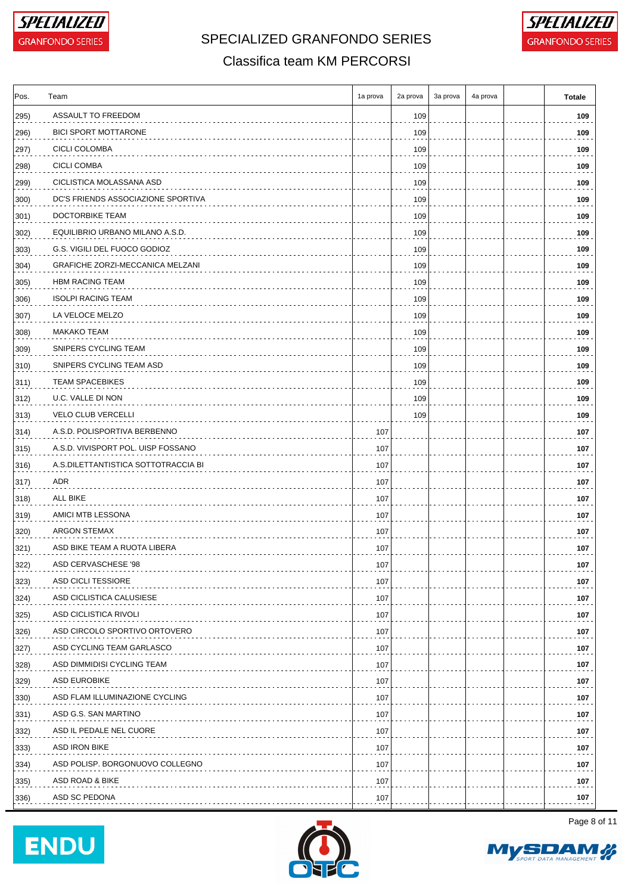# SPECIALIZED GRANFONDO SERIES

## Classifica team KM PERCORSI

| Pos. | Team | 1a prova | 2a prova | 3a prova | 4a prova | | Totale |
|---|---|---|---|---|---|---|---|
| 295) | ASSAULT TO FREEDOM | | 109 | | | | **109** |
| 296) | BICI SPORT MOTTARONE | | 109 | | | | **109** |
| 297) | CICLI COLOMBA | | 109 | | | | **109** |
| 298) | CICLI COMBA | | 109 | | | | **109** |
| 299) | CICLISTICA MOLASSANA ASD | | 109 | | | | **109** |
| 300) | DC'S FRIENDS ASSOCIAZIONE SPORTIVA | | 109 | | | | **109** |
| 301) | DOCTORBIKE TEAM | | 109 | | | | **109** |
| 302) | EQUILIBRIO URBANO MILANO A.S.D. | | 109 | | | | **109** |
| 303) | G.S. VIGILI DEL FUOCO GODIOZ | | 109 | | | | **109** |
| 304) | GRAFICHE ZORZI-MECCANICA MELZANI | | 109 | | | | **109** |
| 305) | HBM RACING TEAM | | 109 | | | | **109** |
| 306) | ISOLPI RACING TEAM | | 109 | | | | **109** |
| 307) | LA VELOCE MELZO | | 109 | | | | **109** |
| 308) | MAKAKO TEAM | | 109 | | | | **109** |
| 309) | SNIPERS CYCLING TEAM | | 109 | | | | **109** |
| 310) | SNIPERS CYCLING TEAM ASD | | 109 | | | | **109** |
| 311) | TEAM SPACEBIKES | | 109 | | | | **109** |
| 312) | U.C. VALLE DI NON | | 109 | | | | **109** |
| 313) | VELO CLUB VERCELLI | | 109 | | | | **109** |
| 314) | A.S.D. POLISPORTIVA BERBENNO | 107 | | | | | **107** |
| 315) | A.S.D. VIVISPORT POL. UISP FOSSANO | 107 | | | | | **107** |
| 316) | A.S.DILETTANTISTICA SOTTOTRACCIA BI | 107 | | | | | **107** |
| 317) | ADR | 107 | | | | | **107** |
| 318) | ALL BIKE | 107 | | | | | **107** |
| 319) | AMICI MTB LESSONA | 107 | | | | | **107** |
| 320) | ARGON STEMAX | 107 | | | | | **107** |
| 321) | ASD BIKE TEAM A RUOTA LIBERA | 107 | | | | | **107** |
| 322) | ASD CERVASCHESE '98 | 107 | | | | | **107** |
| 323) | ASD CICLI TESSIORE | 107 | | | | | **107** |
| 324) | ASD CICLISTICA CALUSIESE | 107 | | | | | **107** |
| 325) | ASD CICLISTICA RIVOLI | 107 | | | | | **107** |
| 326) | ASD CIRCOLO SPORTIVO ORTOVERO | 107 | | | | | **107** |
| 327) | ASD CYCLING TEAM GARLASCO | 107 | | | | | **107** |
| 328) | ASD DIMMIDISI CYCLING TEAM | 107 | | | | | **107** |
| 329) | ASD EUROBIKE | 107 | | | | | **107** |
| 330) | ASD FLAM ILLUMINAZIONE CYCLING | 107 | | | | | **107** |
| 331) | ASD G.S. SAN MARTINO | 107 | | | | | **107** |
| 332) | ASD IL PEDALE NEL CUORE | 107 | | | | | **107** |
| 333) | ASD IRON BIKE | 107 | | | | | **107** |
| 334) | ASD POLISP. BORGONUOVO COLLEGNO | 107 | | | | | **107** |
| 335) | ASD ROAD & BIKE | 107 | | | | | **107** |
| 336) | ASD SC PEDONA | 107 | | | | | **107** |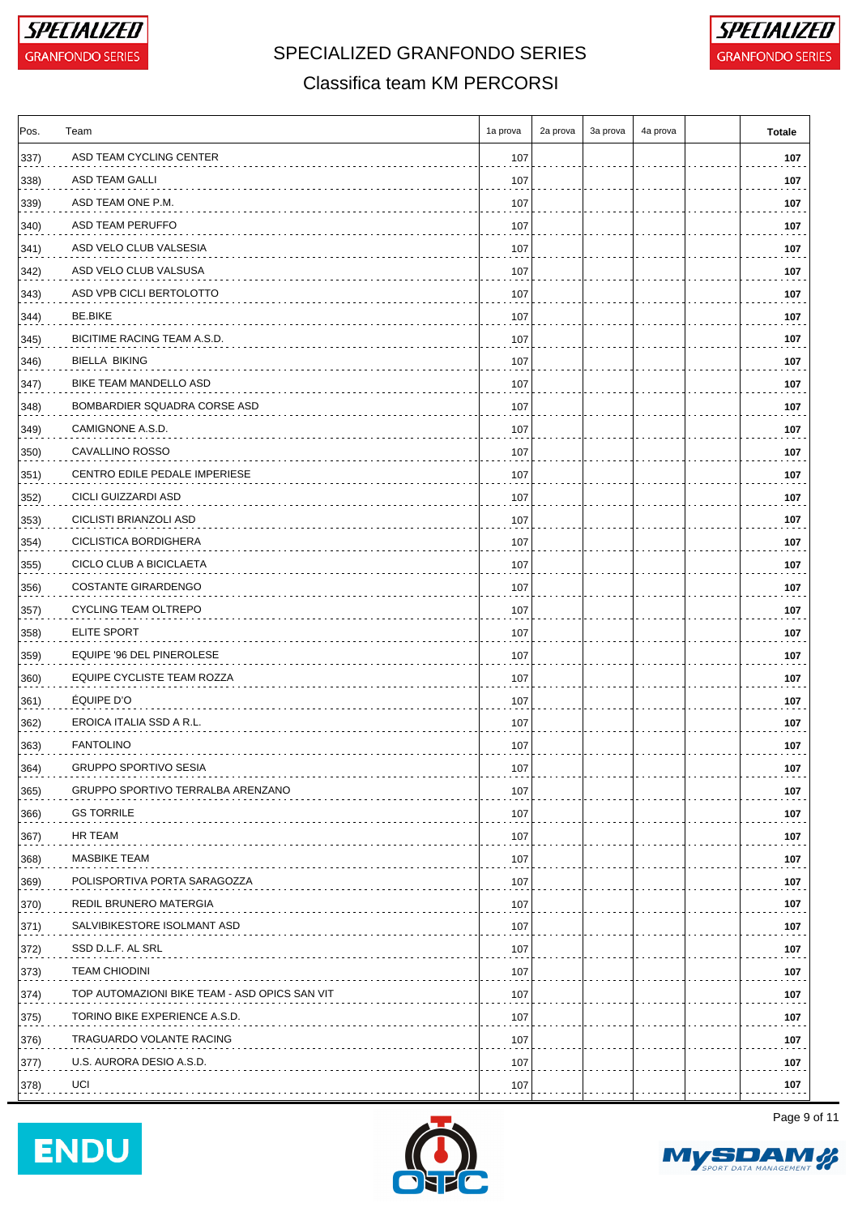# SPECIALIZED GRANFONDO SERIES

## Classifica team KM PERCORSI

| Pos. | Team | 1a prova | 2a prova | 3a prova | 4a prova | | Totale |
|---|---|---|---|---|---|---|---|
| 337) | ASD TEAM CYCLING CENTER | 107 | | | | | 107 |
| 338) | ASD TEAM GALLI | 107 | | | | | 107 |
| 339) | ASD TEAM ONE P.M. | 107 | | | | | 107 |
| 340) | ASD TEAM PERUFFO | 107 | | | | | 107 |
| 341) | ASD VELO CLUB VALSESIA | 107 | | | | | 107 |
| 342) | ASD VELO CLUB VALSUSA | 107 | | | | | 107 |
| 343) | ASD VPB CICLI BERTOLOTTO | 107 | | | | | 107 |
| 344) | BE.BIKE | 107 | | | | | 107 |
| 345) | BICITIME RACING TEAM A.S.D. | 107 | | | | | 107 |
| 346) | BIELLA BIKING | 107 | | | | | 107 |
| 347) | BIKE TEAM MANDELLO ASD | 107 | | | | | 107 |
| 348) | BOMBARDIER SQUADRA CORSE ASD | 107 | | | | | 107 |
| 349) | CAMIGNONE A.S.D. | 107 | | | | | 107 |
| 350) | CAVALLINO ROSSO | 107 | | | | | 107 |
| 351) | CENTRO EDILE PEDALE IMPERIESE | 107 | | | | | 107 |
| 352) | CICLI GUIZZARDI ASD | 107 | | | | | 107 |
| 353) | CICLISTI BRIANZOLI ASD | 107 | | | | | 107 |
| 354) | CICLISTICA BORDIGHERA | 107 | | | | | 107 |
| 355) | CICLO CLUB A BICICLAETA | 107 | | | | | 107 |
| 356) | COSTANTE GIRARDENGO | 107 | | | | | 107 |
| 357) | CYCLING TEAM OLTREPO | 107 | | | | | 107 |
| 358) | ELITE SPORT | 107 | | | | | 107 |
| 359) | EQUIPE '96 DEL PINEROLESE | 107 | | | | | 107 |
| 360) | EQUIPE CYCLISTE TEAM ROZZA | 107 | | | | | 107 |
| 361) | ÉQUIPE D'O | 107 | | | | | 107 |
| 362) | EROICA ITALIA SSD A R.L. | 107 | | | | | 107 |
| 363) | FANTOLINO | 107 | | | | | 107 |
| 364) | GRUPPO SPORTIVO SESIA | 107 | | | | | 107 |
| 365) | GRUPPO SPORTIVO TERRALBA ARENZANO | 107 | | | | | 107 |
| 366) | GS TORRILE | 107 | | | | | 107 |
| 367) | HR TEAM | 107 | | | | | 107 |
| 368) | MASBIKE TEAM | 107 | | | | | 107 |
| 369) | POLISPORTIVA PORTA SARAGOZZA | 107 | | | | | 107 |
| 370) | REDIL BRUNERO MATERGIA | 107 | | | | | 107 |
| 371) | SALVIBIKESTORE ISOLMANT ASD | 107 | | | | | 107 |
| 372) | SSD D.L.F. AL SRL | 107 | | | | | 107 |
| 373) | TEAM CHIODINI | 107 | | | | | 107 |
| 374) | TOP AUTOMAZIONI BIKE TEAM - ASD OPICS SAN VIT | 107 | | | | | 107 |
| 375) | TORINO BIKE EXPERIENCE A.S.D. | 107 | | | | | 107 |
| 376) | TRAGUARDO VOLANTE RACING | 107 | | | | | 107 |
| 377) | U.S. AURORA DESIO A.S.D. | 107 | | | | | 107 |
| 378) | UCI | 107 | | | | | 107 |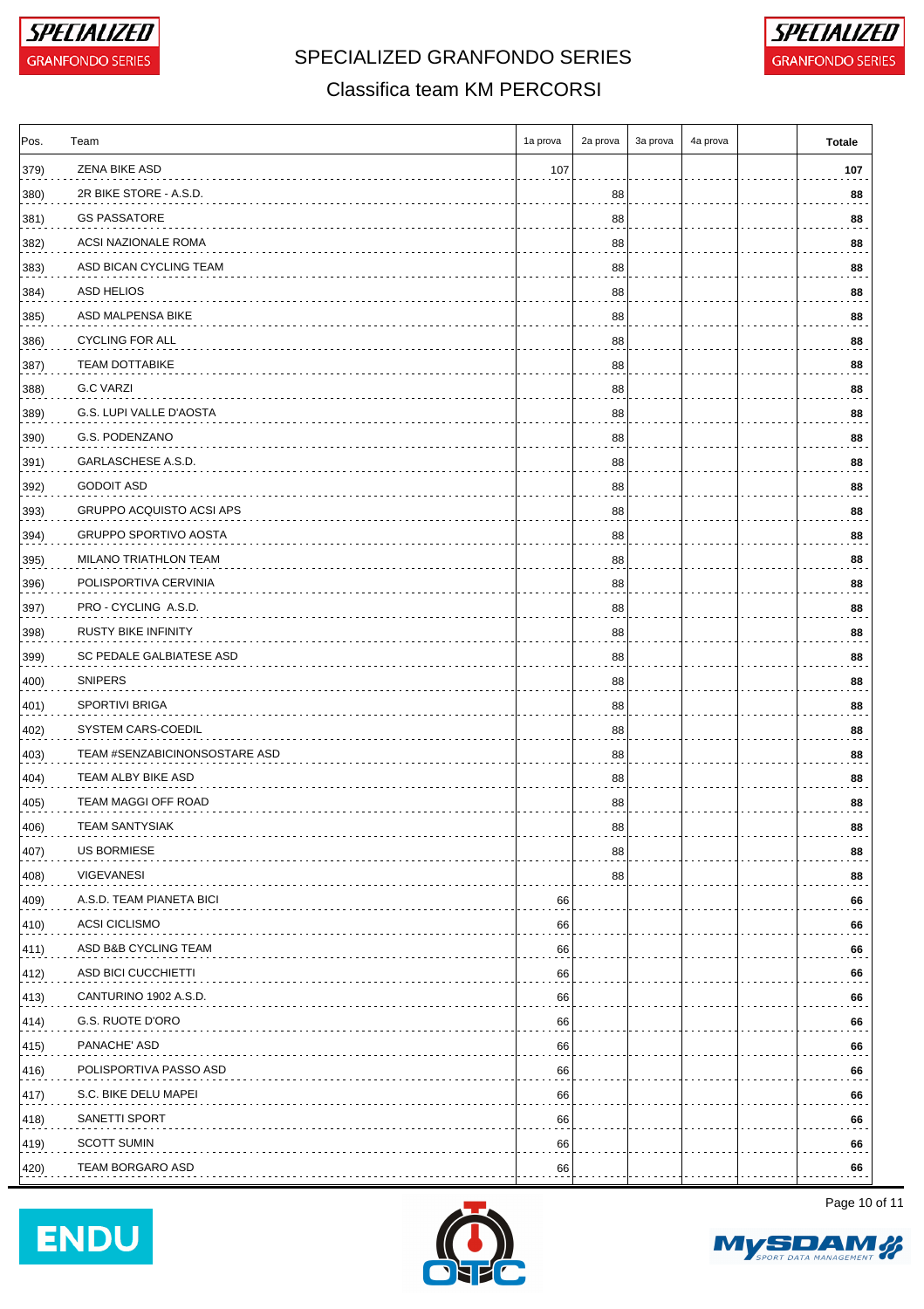# SPECIALIZED GRANFONDO SERIES

## Classifica team KM PERCORSI

| Pos. | Team | 1a prova | 2a prova | 3a prova | 4a prova | | Totale |
|---|---|---|---|---|---|---|---|
| 379) | ZENA BIKE ASD | 107 | | | | | **107** |
| 380) | 2R BIKE STORE - A.S.D. | | 88 | | | | **88** |
| 381) | GS PASSATORE | | 88 | | | | **88** |
| 382) | ACSI NAZIONALE ROMA | | 88 | | | | **88** |
| 383) | ASD BICAN CYCLING TEAM | | 88 | | | | **88** |
| 384) | ASD HELIOS | | 88 | | | | **88** |
| 385) | ASD MALPENSA BIKE | | 88 | | | | **88** |
| 386) | CYCLING FOR ALL | | 88 | | | | **88** |
| 387) | TEAM DOTTABIKE | | 88 | | | | **88** |
| 388) | G.C VARZI | | 88 | | | | **88** |
| 389) | G.S. LUPI VALLE D'AOSTA | | 88 | | | | **88** |
| 390) | G.S. PODENZANO | | 88 | | | | **88** |
| 391) | GARLASCHESE A.S.D. | | 88 | | | | **88** |
| 392) | GODOIT ASD | | 88 | | | | **88** |
| 393) | GRUPPO ACQUISTO ACSI APS | | 88 | | | | **88** |
| 394) | GRUPPO SPORTIVO AOSTA | | 88 | | | | **88** |
| 395) | MILANO TRIATHLON TEAM | | 88 | | | | **88** |
| 396) | POLISPORTIVA CERVINIA | | 88 | | | | **88** |
| 397) | PRO - CYCLING A.S.D. | | 88 | | | | **88** |
| 398) | RUSTY BIKE INFINITY | | 88 | | | | **88** |
| 399) | SC PEDALE GALBIATESE ASD | | 88 | | | | **88** |
| 400) | SNIPERS | | 88 | | | | **88** |
| 401) | SPORTIVI BRIGA | | 88 | | | | **88** |
| 402) | SYSTEM CARS-COEDIL | | 88 | | | | **88** |
| 403) | TEAM #SENZABICINONSOSTARE ASD | | 88 | | | | **88** |
| 404) | TEAM ALBY BIKE ASD | | 88 | | | | **88** |
| 405) | TEAM MAGGI OFF ROAD | | 88 | | | | **88** |
| 406) | TEAM SANTYSIAK | | 88 | | | | **88** |
| 407) | US BORMIESE | | 88 | | | | **88** |
| 408) | VIGEVANESI | | 88 | | | | **88** |
| 409) | A.S.D. TEAM PIANETA BICI | 66 | | | | | **66** |
| 410) | ACSI CICLISMO | 66 | | | | | **66** |
| 411) | ASD B&B CYCLING TEAM | 66 | | | | | **66** |
| 412) | ASD BICI CUCCHIETTI | 66 | | | | | **66** |
| 413) | CANTURINO 1902 A.S.D. | 66 | | | | | **66** |
| 414) | G.S. RUOTE D'ORO | 66 | | | | | **66** |
| 415) | PANACHE' ASD | 66 | | | | | **66** |
| 416) | POLISPORTIVA PASSO ASD | 66 | | | | | **66** |
| 417) | S.C. BIKE DELU MAPEI | 66 | | | | | **66** |
| 418) | SANETTI SPORT | 66 | | | | | **66** |
| 419) | SCOTT SUMIN | 66 | | | | | **66** |
| 420) | TEAM BORGARO ASD | 66 | | | | | **66** |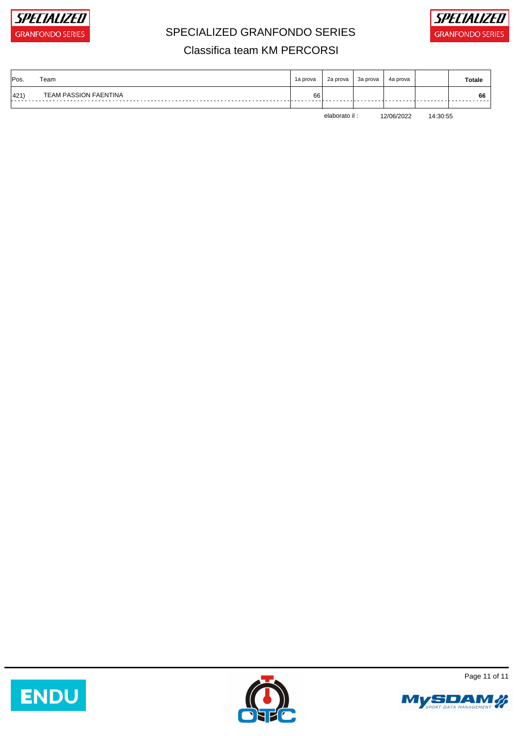# SPECIALIZED GRANFONDO SERIES

## Classifica team KM PERCORSI

| Pos. | Team | 1a prova | 2a prova | 3a prova | 4a prova | | Totale |
|---|---|---|---|---|---|---|---|
| 421) | TEAM PASSION FAENTINA | 66 | | | | | 66 |

elaborato il : 12/06/2022 14:30:55